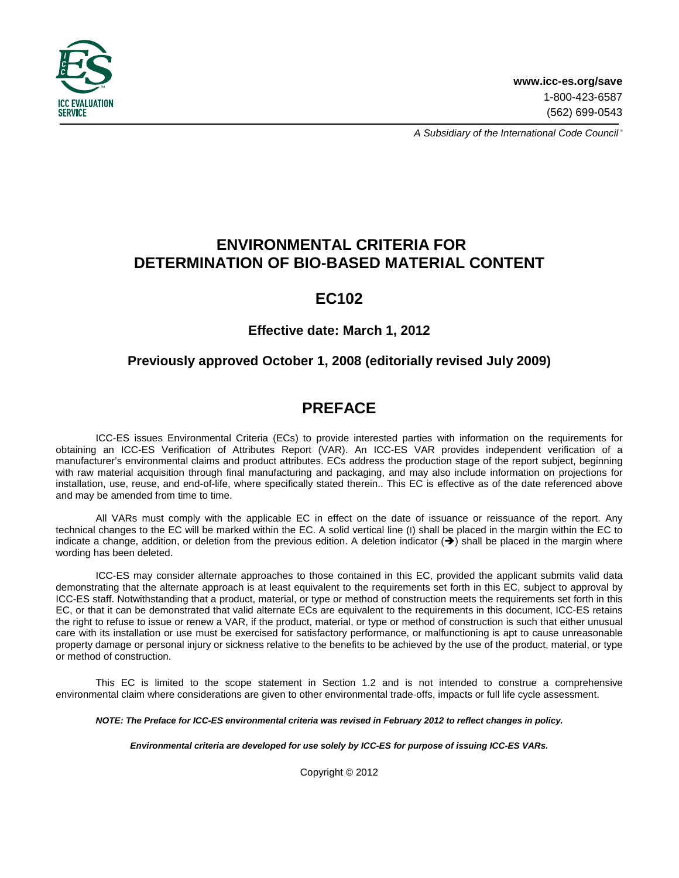www.icc-es.org/save
1-800-423-6587
(562) 699-0543

*A Subsidiary of the International Code Council®*

# ENVIRONMENTAL CRITERIA FOR DETERMINATION OF BIO-BASED MATERIAL CONTENT

## EC102

### Effective date: March 1, 2012

### Previously approved October 1, 2008 (editorially revised July 2009)

## PREFACE

ICC-ES issues Environmental Criteria (ECs) to provide interested parties with information on the requirements for obtaining an ICC-ES Verification of Attributes Report (VAR). An ICC-ES VAR provides independent verification of a manufacturer's environmental claims and product attributes. ECs address the production stage of the report subject, beginning with raw material acquisition through final manufacturing and packaging, and may also include information on projections for installation, use, reuse, and end-of-life, where specifically stated therein.. This EC is effective as of the date referenced above and may be amended from time to time.

All VARs must comply with the applicable EC in effect on the date of issuance or reissuance of the report. Any technical changes to the EC will be marked within the EC. A solid vertical line (|) shall be placed in the margin within the EC to indicate a change, addition, or deletion from the previous edition. A deletion indicator (➔) shall be placed in the margin where wording has been deleted.

ICC-ES may consider alternate approaches to those contained in this EC, provided the applicant submits valid data demonstrating that the alternate approach is at least equivalent to the requirements set forth in this EC, subject to approval by ICC-ES staff. Notwithstanding that a product, material, or type or method of construction meets the requirements set forth in this EC, or that it can be demonstrated that valid alternate ECs are equivalent to the requirements in this document, ICC-ES retains the right to refuse to issue or renew a VAR, if the product, material, or type or method of construction is such that either unusual care with its installation or use must be exercised for satisfactory performance, or malfunctioning is apt to cause unreasonable property damage or personal injury or sickness relative to the benefits to be achieved by the use of the product, material, or type or method of construction.

This EC is limited to the scope statement in Section 1.2 and is not intended to construe a comprehensive environmental claim where considerations are given to other environmental trade-offs, impacts or full life cycle assessment.

***NOTE: The Preface for ICC-ES environmental criteria was revised in February 2012 to reflect changes in policy.***

***Environmental criteria are developed for use solely by ICC-ES for purpose of issuing ICC-ES VARs.***

Copyright © 2012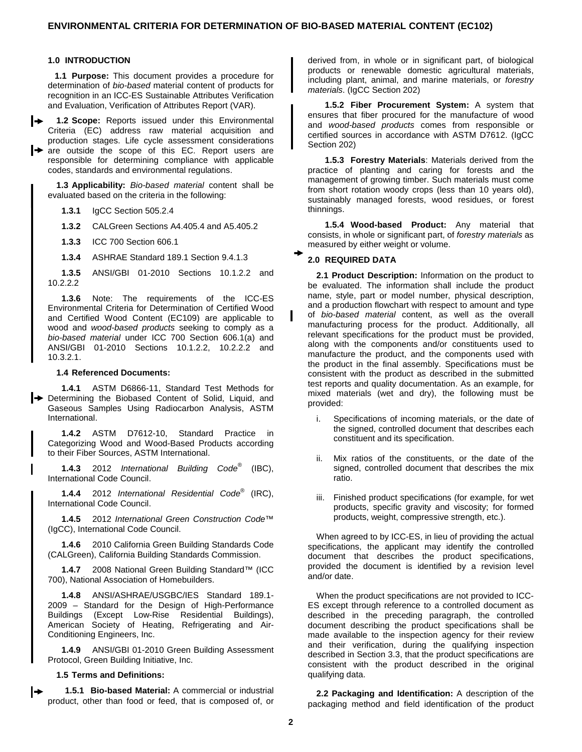## ENVIRONMENTAL CRITERIA FOR DETERMINATION OF BIO-BASED MATERIAL CONTENT (EC102)

### 1.0 INTRODUCTION

**1.1 Purpose:** This document provides a procedure for determination of *bio-based* material content of products for recognition in an ICC-ES Sustainable Attributes Verification and Evaluation, Verification of Attributes Report (VAR).

**1.2 Scope:** Reports issued under this Environmental Criteria (EC) address raw material acquisition and production stages. Life cycle assessment considerations are outside the scope of this EC. Report users are responsible for determining compliance with applicable codes, standards and environmental regulations.

**1.3 Applicability:** *Bio-based material* content shall be evaluated based on the criteria in the following:

**1.3.1** IgCC Section 505.2.4

**1.3.2** CALGreen Sections A4.405.4 and A5.405.2

**1.3.3** ICC 700 Section 606.1

**1.3.4** ASHRAE Standard 189.1 Section 9.4.1.3

**1.3.5** ANSI/GBI 01-2010 Sections 10.1.2.2 and 10.2.2.2

**1.3.6** Note: The requirements of the ICC-ES Environmental Criteria for Determination of Certified Wood and Certified Wood Content (EC109) are applicable to wood and *wood-based products* seeking to comply as a *bio-based material* under ICC 700 Section 606.1(a) and ANSI/GBI 01-2010 Sections 10.1.2.2, 10.2.2.2 and 10.3.2.1.

**1.4 Referenced Documents:**

**1.4.1** ASTM D6866-11, Standard Test Methods for Determining the Biobased Content of Solid, Liquid, and Gaseous Samples Using Radiocarbon Analysis, ASTM International.

**1.4.2** ASTM D7612-10, Standard Practice in Categorizing Wood and Wood-Based Products according to their Fiber Sources, ASTM International.

**1.4.3** 2012 *International Building Code*® (IBC), International Code Council.

**1.4.4** 2012 *International Residential Code*® (IRC), International Code Council.

**1.4.5** 2012 *International Green Construction Code*™ (IgCC), International Code Council.

**1.4.6** 2010 California Green Building Standards Code (CALGreen), California Building Standards Commission.

**1.4.7** 2008 National Green Building Standard™ (ICC 700), National Association of Homebuilders.

**1.4.8** ANSI/ASHRAE/USGBC/IES Standard 189.1-2009 – Standard for the Design of High-Performance Buildings (Except Low-Rise Residential Buildings), American Society of Heating, Refrigerating and Air-Conditioning Engineers, Inc.

**1.4.9** ANSI/GBI 01-2010 Green Building Assessment Protocol, Green Building Initiative, Inc.

**1.5 Terms and Definitions:**

**1.5.1 Bio-based Material:** A commercial or industrial product, other than food or feed, that is composed of, or derived from, in whole or in significant part, of biological products or renewable domestic agricultural materials, including plant, animal, and marine materials, or *forestry materials*. (IgCC Section 202)

**1.5.2 Fiber Procurement System:** A system that ensures that fiber procured for the manufacture of wood and *wood-based products* comes from responsible or certified sources in accordance with ASTM D7612. (IgCC Section 202)

**1.5.3 Forestry Materials**: Materials derived from the practice of planting and caring for forests and the management of growing timber. Such materials must come from short rotation woody crops (less than 10 years old), sustainably managed forests, wood residues, or forest thinnings.

**1.5.4 Wood-based Product:** Any material that consists, in whole or significant part, of *forestry materials* as measured by either weight or volume.

### 2.0 REQUIRED DATA

**2.1 Product Description:** Information on the product to be evaluated. The information shall include the product name, style, part or model number, physical description, and a production flowchart with respect to amount and type of *bio-based material* content, as well as the overall manufacturing process for the product. Additionally, all relevant specifications for the product must be provided, along with the components and/or constituents used to manufacture the product, and the components used with the product in the final assembly. Specifications must be consistent with the product as described in the submitted test reports and quality documentation. As an example, for mixed materials (wet and dry), the following must be provided:

i. Specifications of incoming materials, or the date of the signed, controlled document that describes each constituent and its specification.

ii. Mix ratios of the constituents, or the date of the signed, controlled document that describes the mix ratio.

iii. Finished product specifications (for example, for wet products, specific gravity and viscosity; for formed products, weight, compressive strength, etc.).

When agreed to by ICC-ES, in lieu of providing the actual specifications, the applicant may identify the controlled document that describes the product specifications, provided the document is identified by a revision level and/or date.

When the product specifications are not provided to ICC-ES except through reference to a controlled document as described in the preceding paragraph, the controlled document describing the product specifications shall be made available to the inspection agency for their review and their verification, during the qualifying inspection described in Section 3.3, that the product specifications are consistent with the product described in the original qualifying data.

**2.2 Packaging and Identification:** A description of the packaging method and field identification of the product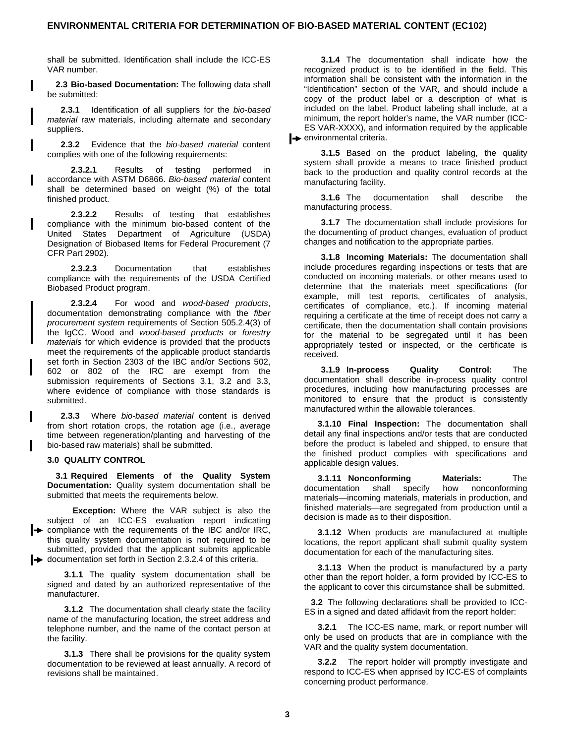shall be submitted. Identification shall include the ICC-ES VAR number.

**2.3 Bio-based Documentation:** The following data shall be submitted:

**2.3.1** Identification of all suppliers for the *bio-based material* raw materials, including alternate and secondary suppliers.

**2.3.2** Evidence that the *bio-based material* content complies with one of the following requirements:

**2.3.2.1** Results of testing performed in accordance with ASTM D6866. *Bio-based material* content shall be determined based on weight (%) of the total finished product.

**2.3.2.2** Results of testing that establishes compliance with the minimum bio-based content of the United States Department of Agriculture (USDA) Designation of Biobased Items for Federal Procurement (7 CFR Part 2902).

**2.3.2.3** Documentation that establishes compliance with the requirements of the USDA Certified Biobased Product program.

**2.3.2.4** For wood and *wood-based products*, documentation demonstrating compliance with the *fiber procurement system* requirements of Section 505.2.4(3) of the IgCC. Wood and *wood-based products* or *forestry materials* for which evidence is provided that the products meet the requirements of the applicable product standards set forth in Section 2303 of the IBC and/or Sections 502, 602 or 802 of the IRC are exempt from the submission requirements of Sections 3.1, 3.2 and 3.3, where evidence of compliance with those standards is submitted.

**2.3.3** Where *bio-based material* content is derived from short rotation crops, the rotation age (i.e., average time between regeneration/planting and harvesting of the bio-based raw materials) shall be submitted.

## 3.0 QUALITY CONTROL

**3.1 Required Elements of the Quality System Documentation:** Quality system documentation shall be submitted that meets the requirements below.

**Exception:** Where the VAR subject is also the subject of an ICC-ES evaluation report indicating compliance with the requirements of the IBC and/or IRC, this quality system documentation is not required to be submitted, provided that the applicant submits applicable documentation set forth in Section 2.3.2.4 of this criteria.

**3.1.1** The quality system documentation shall be signed and dated by an authorized representative of the manufacturer.

**3.1.2** The documentation shall clearly state the facility name of the manufacturing location, the street address and telephone number, and the name of the contact person at the facility.

**3.1.3** There shall be provisions for the quality system documentation to be reviewed at least annually. A record of revisions shall be maintained.

**3.1.4** The documentation shall indicate how the recognized product is to be identified in the field. This information shall be consistent with the information in the "Identification" section of the VAR, and should include a copy of the product label or a description of what is included on the label. Product labeling shall include, at a minimum, the report holder's name, the VAR number (ICC-ES VAR-XXXX), and information required by the applicable environmental criteria.

**3.1.5** Based on the product labeling, the quality system shall provide a means to trace finished product back to the production and quality control records at the manufacturing facility.

**3.1.6** The documentation shall describe the manufacturing process.

**3.1.7** The documentation shall include provisions for the documenting of product changes, evaluation of product changes and notification to the appropriate parties.

**3.1.8 Incoming Materials:** The documentation shall include procedures regarding inspections or tests that are conducted on incoming materials, or other means used to determine that the materials meet specifications (for example, mill test reports, certificates of analysis, certificates of compliance, etc.). If incoming material requiring a certificate at the time of receipt does not carry a certificate, then the documentation shall contain provisions for the material to be segregated until it has been appropriately tested or inspected, or the certificate is received.

**3.1.9 In-process Quality Control:** The documentation shall describe in-process quality control procedures, including how manufacturing processes are monitored to ensure that the product is consistently manufactured within the allowable tolerances.

**3.1.10 Final Inspection:** The documentation shall detail any final inspections and/or tests that are conducted before the product is labeled and shipped, to ensure that the finished product complies with specifications and applicable design values.

**3.1.11 Nonconforming Materials:** The documentation shall specify how nonconforming materials—incoming materials, materials in production, and finished materials—are segregated from production until a decision is made as to their disposition.

**3.1.12** When products are manufactured at multiple locations, the report applicant shall submit quality system documentation for each of the manufacturing sites.

**3.1.13** When the product is manufactured by a party other than the report holder, a form provided by ICC-ES to the applicant to cover this circumstance shall be submitted.

**3.2** The following declarations shall be provided to ICC-ES in a signed and dated affidavit from the report holder:

**3.2.1** The ICC-ES name, mark, or report number will only be used on products that are in compliance with the VAR and the quality system documentation.

**3.2.2** The report holder will promptly investigate and respond to ICC-ES when apprised by ICC-ES of complaints concerning product performance.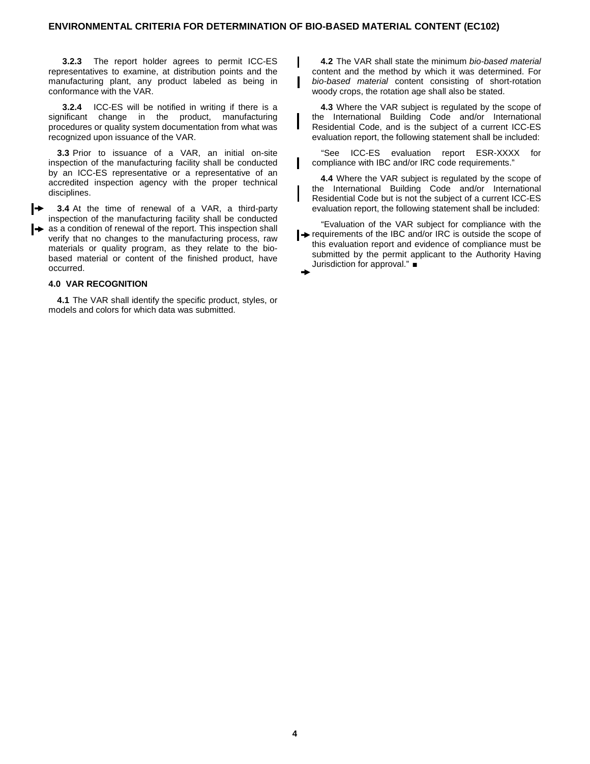**3.2.3** The report holder agrees to permit ICC-ES representatives to examine, at distribution points and the manufacturing plant, any product labeled as being in conformance with the VAR.

**3.2.4** ICC-ES will be notified in writing if there is a significant change in the product, manufacturing procedures or quality system documentation from what was recognized upon issuance of the VAR.

**3.3** Prior to issuance of a VAR, an initial on-site inspection of the manufacturing facility shall be conducted by an ICC-ES representative or a representative of an accredited inspection agency with the proper technical disciplines.

**3.4** At the time of renewal of a VAR, a third-party inspection of the manufacturing facility shall be conducted as a condition of renewal of the report. This inspection shall verify that no changes to the manufacturing process, raw materials or quality program, as they relate to the bio-based material or content of the finished product, have occurred.

## 4.0 VAR RECOGNITION

**4.1** The VAR shall identify the specific product, styles, or models and colors for which data was submitted.

**4.2** The VAR shall state the minimum *bio-based material* content and the method by which it was determined. For *bio-based material* content consisting of short-rotation woody crops, the rotation age shall also be stated.

**4.3** Where the VAR subject is regulated by the scope of the International Building Code and/or International Residential Code, and is the subject of a current ICC-ES evaluation report, the following statement shall be included:

"See ICC-ES evaluation report ESR-XXXX for compliance with IBC and/or IRC code requirements."

**4.4** Where the VAR subject is regulated by the scope of the International Building Code and/or International Residential Code but is not the subject of a current ICC-ES evaluation report, the following statement shall be included:

"Evaluation of the VAR subject for compliance with the requirements of the IBC and/or IRC is outside the scope of this evaluation report and evidence of compliance must be submitted by the permit applicant to the Authority Having Jurisdiction for approval." ■